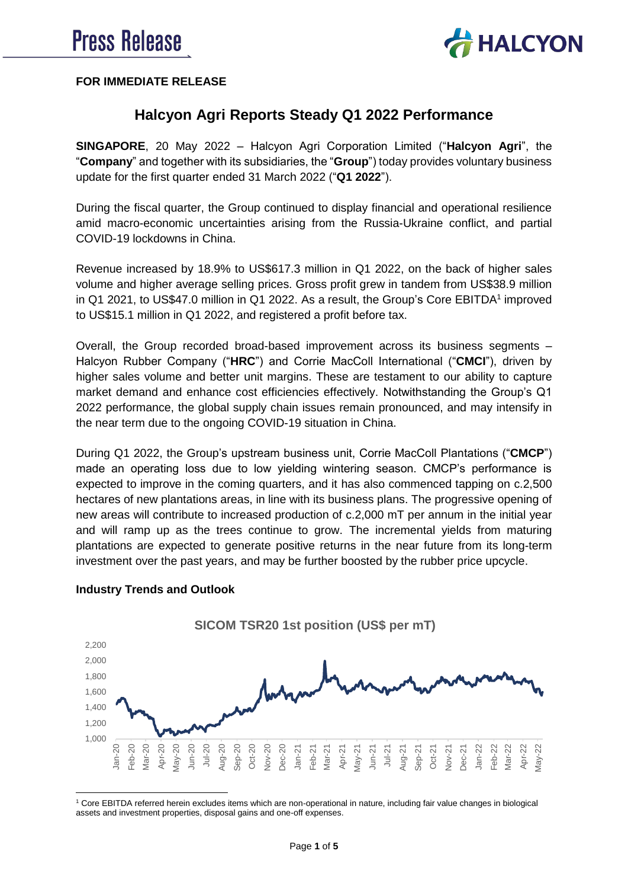# Press Release

**FOR IMMEDIATE RELEASE**

## Halcyon Agri Reports Steady Q1 2022 Performance

**SINGAPORE**, 20 May 2022 – Halcyon Agri Corporation Limited ("**Halcyon Agri**", the "**Company**" and together with its subsidiaries, the "**Group**") today provides voluntary business update for the first quarter ended 31 March 2022 ("**Q1 2022**").

During the fiscal quarter, the Group continued to display financial and operational resilience amid macro-economic uncertainties arising from the Russia-Ukraine conflict, and partial COVID-19 lockdowns in China.

Revenue increased by 18.9% to US$617.3 million in Q1 2022, on the back of higher sales volume and higher average selling prices. Gross profit grew in tandem from US$38.9 million in Q1 2021, to US$47.0 million in Q1 2022. As a result, the Group's Core EBITDA[1] improved to US$15.1 million in Q1 2022, and registered a profit before tax.

Overall, the Group recorded broad-based improvement across its business segments – Halcyon Rubber Company ("**HRC**") and Corrie MacColl International ("**CMCI**"), driven by higher sales volume and better unit margins. These are testament to our ability to capture market demand and enhance cost efficiencies effectively. Notwithstanding the Group's Q1 2022 performance, the global supply chain issues remain pronounced, and may intensify in the near term due to the ongoing COVID-19 situation in China.

During Q1 2022, the Group's upstream business unit, Corrie MacColl Plantations ("**CMCP**") made an operating loss due to low yielding wintering season. CMCP's performance is expected to improve in the coming quarters, and it has also commenced tapping on c.2,500 hectares of new plantations areas, in line with its business plans. The progressive opening of new areas will contribute to increased production of c.2,000 mT per annum in the initial year and will ramp up as the trees continue to grow. The incremental yields from maturing plantations are expected to generate positive returns in the near future from its long-term investment over the past years, and may be further boosted by the rubber price upcycle.

### Industry Trends and Outlook

SICOM TSR20 1st position (US$ per mT)

[1] Core EBITDA referred herein excludes items which are non-operational in nature, including fair value changes in biological assets and investment properties, disposal gains and one-off expenses.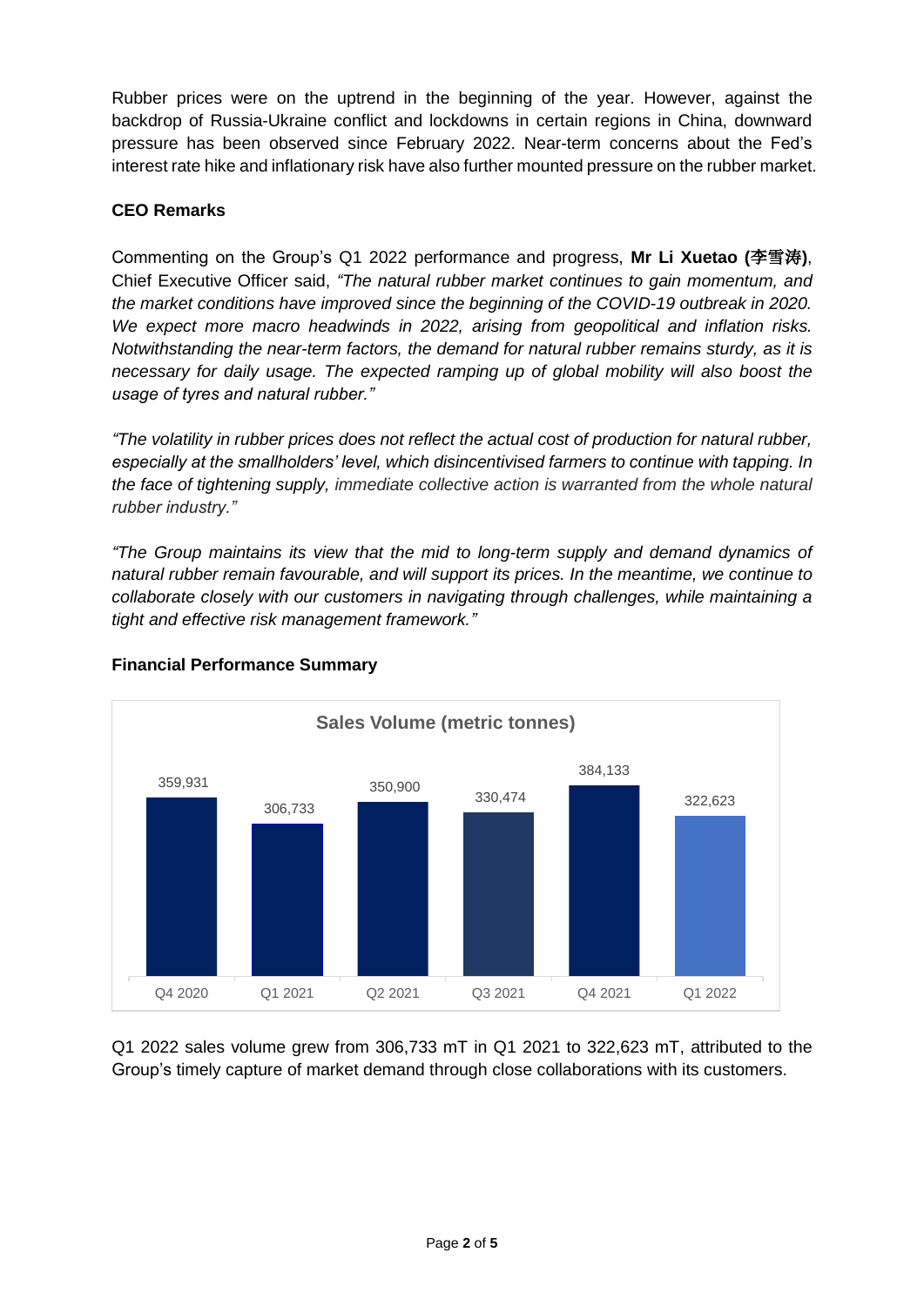Rubber prices were on the uptrend in the beginning of the year. However, against the backdrop of Russia-Ukraine conflict and lockdowns in certain regions in China, downward pressure has been observed since February 2022. Near-term concerns about the Fed's interest rate hike and inflationary risk have also further mounted pressure on the rubber market.

**CEO Remarks**

Commenting on the Group's Q1 2022 performance and progress, **Mr Li Xuetao (李雪涛)**, Chief Executive Officer said, *"The natural rubber market continues to gain momentum, and the market conditions have improved since the beginning of the COVID-19 outbreak in 2020. We expect more macro headwinds in 2022, arising from geopolitical and inflation risks. Notwithstanding the near-term factors, the demand for natural rubber remains sturdy, as it is necessary for daily usage. The expected ramping up of global mobility will also boost the usage of tyres and natural rubber."*

*"The volatility in rubber prices does not reflect the actual cost of production for natural rubber, especially at the smallholders' level, which disincentivised farmers to continue with tapping. In the face of tightening supply, immediate collective action is warranted from the whole natural rubber industry."*

*"The Group maintains its view that the mid to long-term supply and demand dynamics of natural rubber remain favourable, and will support its prices. In the meantime, we continue to collaborate closely with our customers in navigating through challenges, while maintaining a tight and effective risk management framework."*

**Financial Performance Summary**

**Sales Volume (metric tonnes)**

| Q4 2020 | Q1 2021 | Q2 2021 | Q3 2021 | Q4 2021 | Q1 2022 |
|---|---|---|---|---|---|
| 359,931 | 306,733 | 350,900 | 330,474 | 384,133 | 322,623 |

Q1 2022 sales volume grew from 306,733 mT in Q1 2021 to 322,623 mT, attributed to the Group's timely capture of market demand through close collaborations with its customers.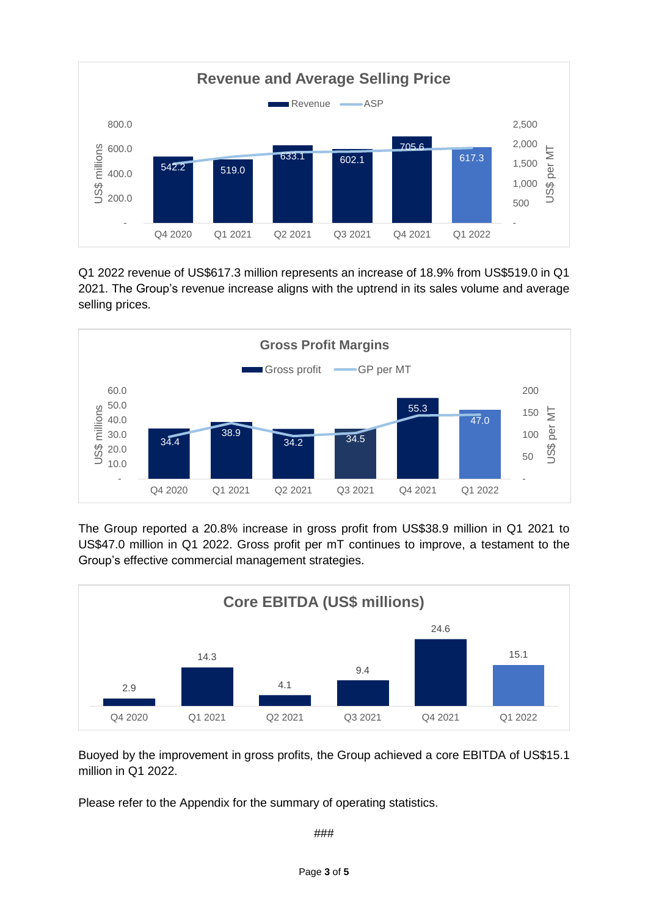**Revenue and Average Selling Price**

| | Q4 2020 | Q1 2021 | Q2 2021 | Q3 2021 | Q4 2021 | Q1 2022 |
|---|---|---|---|---|---|---|
| Revenue (US$ millions) | 542.2 | 519.0 | 633.1 | 602.1 | 705.6 | 617.3 |

Q1 2022 revenue of US$617.3 million represents an increase of 18.9% from US$519.0 in Q1 2021. The Group's revenue increase aligns with the uptrend in its sales volume and average selling prices.

**Gross Profit Margins**

| | Q4 2020 | Q1 2021 | Q2 2021 | Q3 2021 | Q4 2021 | Q1 2022 |
|---|---|---|---|---|---|---|
| Gross profit (US$ millions) | 34.4 | 38.9 | 34.2 | 34.5 | 55.3 | 47.0 |

The Group reported a 20.8% increase in gross profit from US$38.9 million in Q1 2021 to US$47.0 million in Q1 2022. Gross profit per mT continues to improve, a testament to the Group's effective commercial management strategies.

**Core EBITDA (US$ millions)**

| Q4 2020 | Q1 2021 | Q2 2021 | Q3 2021 | Q4 2021 | Q1 2022 |
|---|---|---|---|---|---|
| 2.9 | 14.3 | 4.1 | 9.4 | 24.6 | 15.1 |

Buoyed by the improvement in gross profits, the Group achieved a core EBITDA of US$15.1 million in Q1 2022.

Please refer to the Appendix for the summary of operating statistics.

###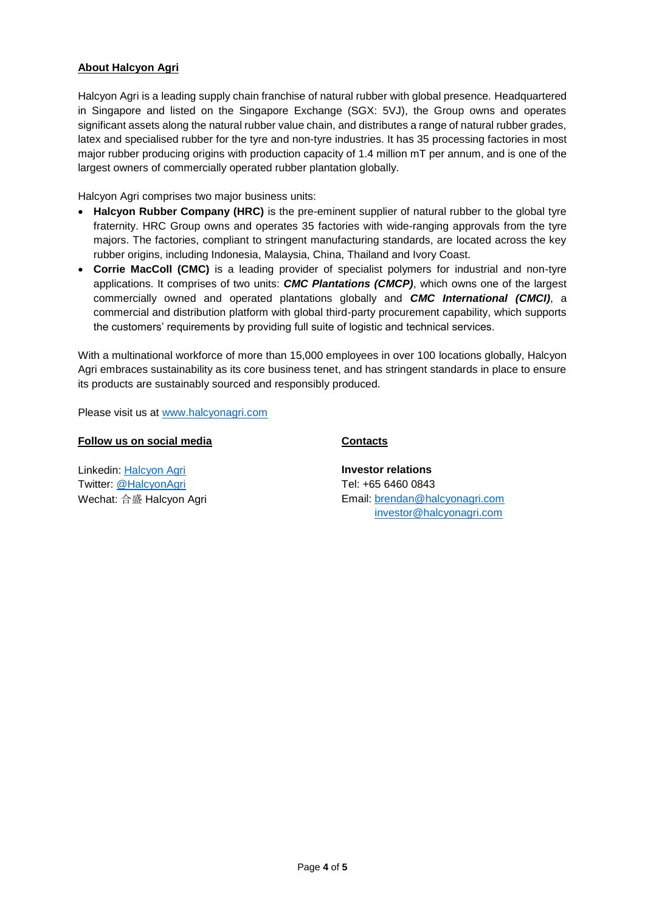## About Halcyon Agri

Halcyon Agri is a leading supply chain franchise of natural rubber with global presence. Headquartered in Singapore and listed on the Singapore Exchange (SGX: 5VJ), the Group owns and operates significant assets along the natural rubber value chain, and distributes a range of natural rubber grades, latex and specialised rubber for the tyre and non-tyre industries. It has 35 processing factories in most major rubber producing origins with production capacity of 1.4 million mT per annum, and is one of the largest owners of commercially operated rubber plantation globally.

Halcyon Agri comprises two major business units:

- **Halcyon Rubber Company (HRC)** is the pre-eminent supplier of natural rubber to the global tyre fraternity. HRC Group owns and operates 35 factories with wide-ranging approvals from the tyre majors. The factories, compliant to stringent manufacturing standards, are located across the key rubber origins, including Indonesia, Malaysia, China, Thailand and Ivory Coast.
- **Corrie MacColl (CMC)** is a leading provider of specialist polymers for industrial and non-tyre applications. It comprises of two units: ***CMC Plantations (CMCP)***, which owns one of the largest commercially owned and operated plantations globally and ***CMC International (CMCI)***, a commercial and distribution platform with global third-party procurement capability, which supports the customers' requirements by providing full suite of logistic and technical services.

With a multinational workforce of more than 15,000 employees in over 100 locations globally, Halcyon Agri embraces sustainability as its core business tenet, and has stringent standards in place to ensure its products are sustainably sourced and responsibly produced.

Please visit us at [www.halcyonagri.com](http://www.halcyonagri.com)

### Follow us on social media

Linkedin: Halcyon Agri
Twitter: @HalcyonAgri
Wechat: 合盛 Halcyon Agri

### Contacts

**Investor relations**
Tel: +65 6460 0843
Email: brendan@halcyonagri.com
investor@halcyonagri.com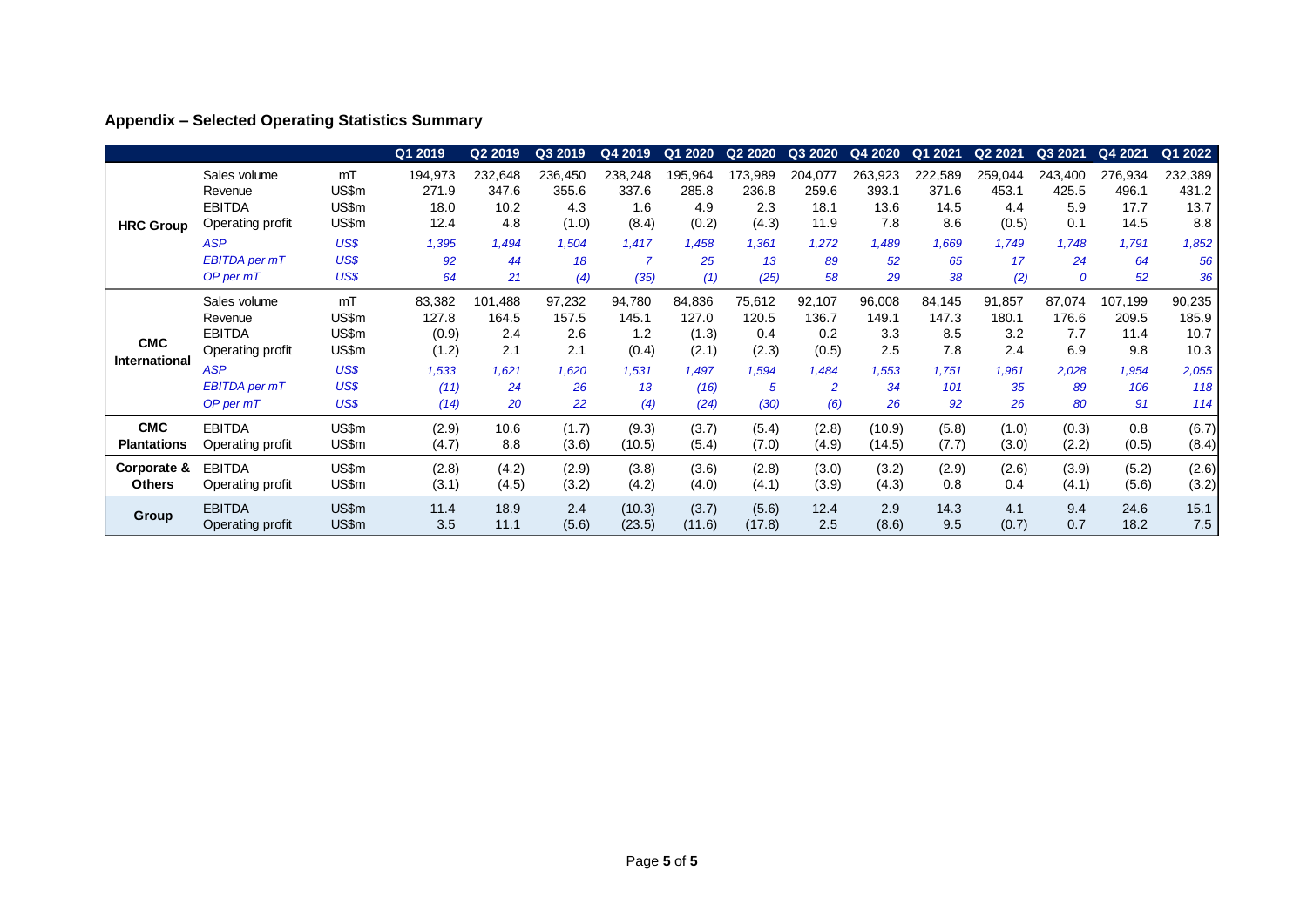## Appendix – Selected Operating Statistics Summary

| | | | Q1 2019 | Q2 2019 | Q3 2019 | Q4 2019 | Q1 2020 | Q2 2020 | Q3 2020 | Q4 2020 | Q1 2021 | Q2 2021 | Q3 2021 | Q4 2021 | Q1 2022 |
|---|---|---|---|---|---|---|---|---|---|---|---|---|---|---|---|
| **HRC Group** | Sales volume | mT | 194,973 | 232,648 | 236,450 | 238,248 | 195,964 | 173,989 | 204,077 | 263,923 | 222,589 | 259,044 | 243,400 | 276,934 | 232,389 |
| | Revenue | US$m | 271.9 | 347.6 | 355.6 | 337.6 | 285.8 | 236.8 | 259.6 | 393.1 | 371.6 | 453.1 | 425.5 | 496.1 | 431.2 |
| | EBITDA | US$m | 18.0 | 10.2 | 4.3 | 1.6 | 4.9 | 2.3 | 18.1 | 13.6 | 14.5 | 4.4 | 5.9 | 17.7 | 13.7 |
| | Operating profit | US$m | 12.4 | 4.8 | (1.0) | (8.4) | (0.2) | (4.3) | 11.9 | 7.8 | 8.6 | (0.5) | 0.1 | 14.5 | 8.8 |
| | *ASP* | *US$* | *1,395* | *1,494* | *1,504* | *1,417* | *1,458* | *1,361* | *1,272* | *1,489* | *1,669* | *1,749* | *1,748* | *1,791* | *1,852* |
| | *EBITDA per mT* | *US$* | *92* | *44* | *18* | *7* | *25* | *13* | *89* | *52* | *65* | *17* | *24* | *64* | *56* |
| | *OP per mT* | *US$* | *64* | *21* | *(4)* | *(35)* | *(1)* | *(25)* | *58* | *29* | *38* | *(2)* | *0* | *52* | *36* |
| **CMC International** | Sales volume | mT | 83,382 | 101,488 | 97,232 | 94,780 | 84,836 | 75,612 | 92,107 | 96,008 | 84,145 | 91,857 | 87,074 | 107,199 | 90,235 |
| | Revenue | US$m | 127.8 | 164.5 | 157.5 | 145.1 | 127.0 | 120.5 | 136.7 | 149.1 | 147.3 | 180.1 | 176.6 | 209.5 | 185.9 |
| | EBITDA | US$m | (0.9) | 2.4 | 2.6 | 1.2 | (1.3) | 0.4 | 0.2 | 3.3 | 8.5 | 3.2 | 7.7 | 11.4 | 10.7 |
| | Operating profit | US$m | (1.2) | 2.1 | 2.1 | (0.4) | (2.1) | (2.3) | (0.5) | 2.5 | 7.8 | 2.4 | 6.9 | 9.8 | 10.3 |
| | *ASP* | *US$* | *1,533* | *1,621* | *1,620* | *1,531* | *1,497* | *1,594* | *1,484* | *1,553* | *1,751* | *1,961* | *2,028* | *1,954* | *2,055* |
| | *EBITDA per mT* | *US$* | *(11)* | *24* | *26* | *13* | *(16)* | *5* | *2* | *34* | *101* | *35* | *89* | *106* | *118* |
| | *OP per mT* | *US$* | *(14)* | *20* | *22* | *(4)* | *(24)* | *(30)* | *(6)* | *26* | *92* | *26* | *80* | *91* | *114* |
| **CMC Plantations** | EBITDA | US$m | (2.9) | 10.6 | (1.7) | (9.3) | (3.7) | (5.4) | (2.8) | (10.9) | (5.8) | (1.0) | (0.3) | 0.8 | (6.7) |
| | Operating profit | US$m | (4.7) | 8.8 | (3.6) | (10.5) | (5.4) | (7.0) | (4.9) | (14.5) | (7.7) | (3.0) | (2.2) | (0.5) | (8.4) |
| **Corporate & Others** | EBITDA | US$m | (2.8) | (4.2) | (2.9) | (3.8) | (3.6) | (2.8) | (3.0) | (3.2) | (2.9) | (2.6) | (3.9) | (5.2) | (2.6) |
| | Operating profit | US$m | (3.1) | (4.5) | (3.2) | (4.2) | (4.0) | (4.1) | (3.9) | (4.3) | 0.8 | 0.4 | (4.1) | (5.6) | (3.2) |
| **Group** | EBITDA | US$m | 11.4 | 18.9 | 2.4 | (10.3) | (3.7) | (5.6) | 12.4 | 2.9 | 14.3 | 4.1 | 9.4 | 24.6 | 15.1 |
| | Operating profit | US$m | 3.5 | 11.1 | (5.6) | (23.5) | (11.6) | (17.8) | 2.5 | (8.6) | 9.5 | (0.7) | 0.7 | 18.2 | 7.5 |